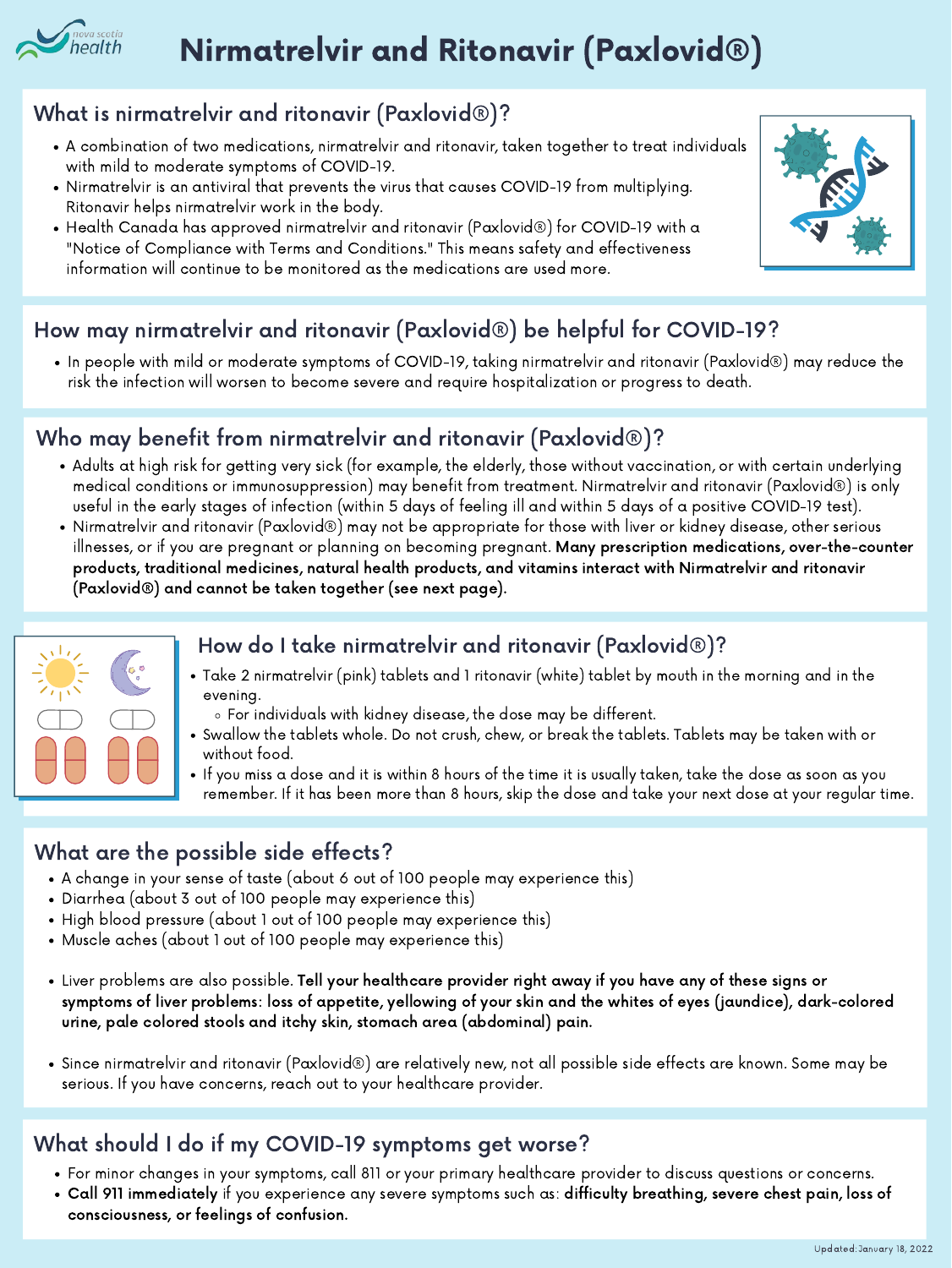# Nirmatrelvir and Ritonavir (Paxlovid®)

## What is nirmatrelvir and ritonavir (Paxlovid®)?

- A combination of two medications, nirmatrelvir and ritonavir, taken together to treat individuals with mild to moderate symptoms of COVID-19.
- Nirmatrelvir is an antiviral that prevents the virus that causes COVID-19 from multiplying. Ritonavir helps nirmatrelvir work in the body.
- Health Canada has approved nirmatrelvir and ritonavir (Paxlovid®) for COVID-19 with a "Notice of Compliance with Terms and Conditions." This means safety and effectiveness information will continue to be monitored as the medications are used more.

## How may nirmatrelvir and ritonavir (Paxlovid®) be helpful for COVID-19?

- In people with mild or moderate symptoms of COVID-19, taking nirmatrelvir and ritonavir (Paxlovid®) may reduce the risk the infection will worsen to become severe and require hospitalization or progress to death.

## Who may benefit from nirmatrelvir and ritonavir (Paxlovid®)?

- Adults at high risk for getting very sick (for example, the elderly, those without vaccination, or with certain underlying medical conditions or immunosuppression) may benefit from treatment. Nirmatrelvir and ritonavir (Paxlovid®) is only useful in the early stages of infection (within 5 days of feeling ill and within 5 days of a positive COVID-19 test).
- Nirmatrelvir and ritonavir (Paxlovid®) may not be appropriate for those with liver or kidney disease, other serious illnesses, or if you are pregnant or planning on becoming pregnant. **Many prescription medications, over-the-counter products, traditional medicines, natural health products, and vitamins interact with Nirmatrelvir and ritonavir (Paxlovid®) and cannot be taken together (see next page).**

## How do I take nirmatrelvir and ritonavir (Paxlovid®)?

- Take 2 nirmatrelvir (pink) tablets and 1 ritonavir (white) tablet by mouth in the morning and in the evening.
  - For individuals with kidney disease, the dose may be different.
- Swallow the tablets whole. Do not crush, chew, or break the tablets. Tablets may be taken with or without food.
- If you miss a dose and it is within 8 hours of the time it is usually taken, take the dose as soon as you remember. If it has been more than 8 hours, skip the dose and take your next dose at your regular time.

## What are the possible side effects?

- A change in your sense of taste (about 6 out of 100 people may experience this)
- Diarrhea (about 3 out of 100 people may experience this)
- High blood pressure (about 1 out of 100 people may experience this)
- Muscle aches (about 1 out of 100 people may experience this)

- Liver problems are also possible. **Tell your healthcare provider right away if you have any of these signs or symptoms of liver problems: loss of appetite, yellowing of your skin and the whites of eyes (jaundice), dark-colored urine, pale colored stools and itchy skin, stomach area (abdominal) pain.**

- Since nirmatrelvir and ritonavir (Paxlovid®) are relatively new, not all possible side effects are known. Some may be serious. If you have concerns, reach out to your healthcare provider.

## What should I do if my COVID-19 symptoms get worse?

- For minor changes in your symptoms, call 811 or your primary healthcare provider to discuss questions or concerns.
- **Call 911 immediately** if you experience any severe symptoms such as: **difficulty breathing, severe chest pain, loss of consciousness, or feelings of confusion.**

Updated: January 18, 2022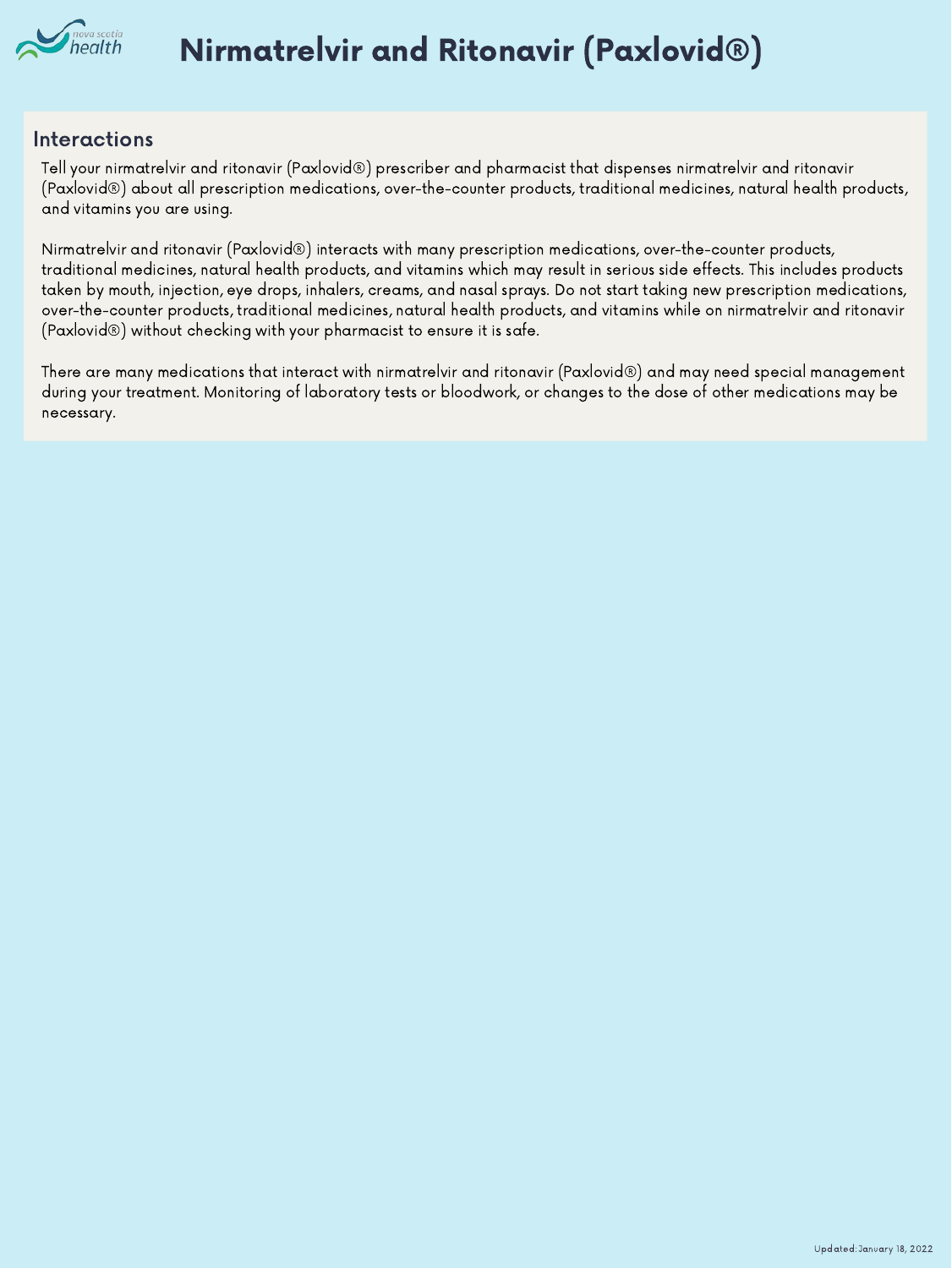# Nirmatrelvir and Ritonavir (Paxlovid®)

## Interactions

Tell your nirmatrelvir and ritonavir (Paxlovid®) prescriber and pharmacist that dispenses nirmatrelvir and ritonavir (Paxlovid®) about all prescription medications, over-the-counter products, traditional medicines, natural health products, and vitamins you are using.

Nirmatrelvir and ritonavir (Paxlovid®) interacts with many prescription medications, over-the-counter products, traditional medicines, natural health products, and vitamins which may result in serious side effects. This includes products taken by mouth, injection, eye drops, inhalers, creams, and nasal sprays. Do not start taking new prescription medications, over-the-counter products, traditional medicines, natural health products, and vitamins while on nirmatrelvir and ritonavir (Paxlovid®) without checking with your pharmacist to ensure it is safe.

There are many medications that interact with nirmatrelvir and ritonavir (Paxlovid®) and may need special management during your treatment. Monitoring of laboratory tests or bloodwork, or changes to the dose of other medications may be necessary.

Updated: January 18, 2022